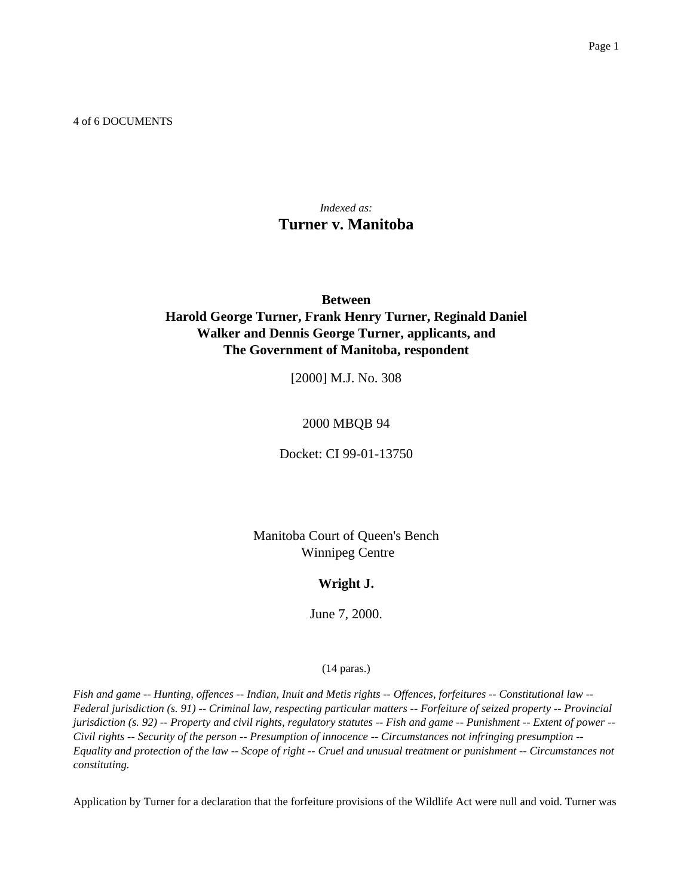4 of 6 DOCUMENTS

*Indexed as:*

# Turner v. Manitoba

**Between**
**Harold George Turner, Frank Henry Turner, Reginald Daniel Walker and Dennis George Turner, applicants, and The Government of Manitoba, respondent**

[2000] M.J. No. 308

2000 MBQB 94

Docket: CI 99-01-13750

Manitoba Court of Queen's Bench
Winnipeg Centre

**Wright J.**

June 7, 2000.

(14 paras.)

*Fish and game -- Hunting, offences -- Indian, Inuit and Metis rights -- Offences, forfeitures -- Constitutional law -- Federal jurisdiction (s. 91) -- Criminal law, respecting particular matters -- Forfeiture of seized property -- Provincial jurisdiction (s. 92) -- Property and civil rights, regulatory statutes -- Fish and game -- Punishment -- Extent of power -- Civil rights -- Security of the person -- Presumption of innocence -- Circumstances not infringing presumption -- Equality and protection of the law -- Scope of right -- Cruel and unusual treatment or punishment -- Circumstances not constituting.*

Application by Turner for a declaration that the forfeiture provisions of the Wildlife Act were null and void. Turner was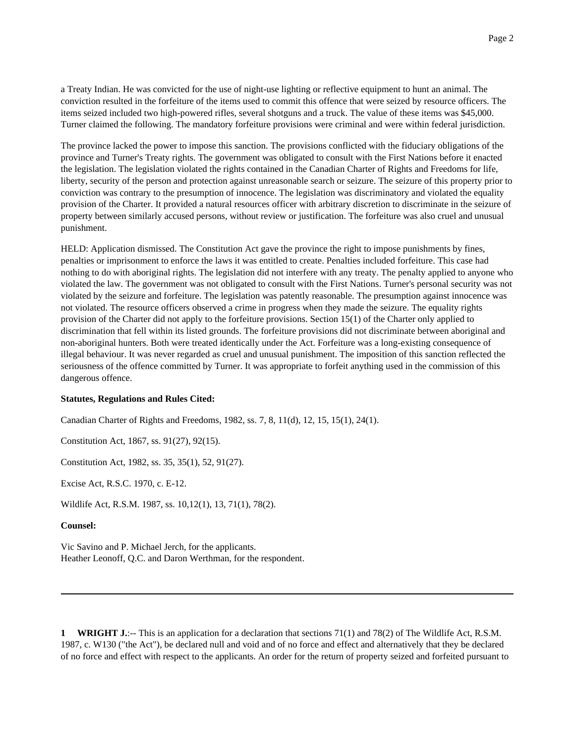a Treaty Indian. He was convicted for the use of night-use lighting or reflective equipment to hunt an animal. The conviction resulted in the forfeiture of the items used to commit this offence that were seized by resource officers. The items seized included two high-powered rifles, several shotguns and a truck. The value of these items was $45,000. Turner claimed the following. The mandatory forfeiture provisions were criminal and were within federal jurisdiction.

The province lacked the power to impose this sanction. The provisions conflicted with the fiduciary obligations of the province and Turner's Treaty rights. The government was obligated to consult with the First Nations before it enacted the legislation. The legislation violated the rights contained in the Canadian Charter of Rights and Freedoms for life, liberty, security of the person and protection against unreasonable search or seizure. The seizure of this property prior to conviction was contrary to the presumption of innocence. The legislation was discriminatory and violated the equality provision of the Charter. It provided a natural resources officer with arbitrary discretion to discriminate in the seizure of property between similarly accused persons, without review or justification. The forfeiture was also cruel and unusual punishment.

HELD: Application dismissed. The Constitution Act gave the province the right to impose punishments by fines, penalties or imprisonment to enforce the laws it was entitled to create. Penalties included forfeiture. This case had nothing to do with aboriginal rights. The legislation did not interfere with any treaty. The penalty applied to anyone who violated the law. The government was not obligated to consult with the First Nations. Turner's personal security was not violated by the seizure and forfeiture. The legislation was patently reasonable. The presumption against innocence was not violated. The resource officers observed a crime in progress when they made the seizure. The equality rights provision of the Charter did not apply to the forfeiture provisions. Section 15(1) of the Charter only applied to discrimination that fell within its listed grounds. The forfeiture provisions did not discriminate between aboriginal and non-aboriginal hunters. Both were treated identically under the Act. Forfeiture was a long-existing consequence of illegal behaviour. It was never regarded as cruel and unusual punishment. The imposition of this sanction reflected the seriousness of the offence committed by Turner. It was appropriate to forfeit anything used in the commission of this dangerous offence.

**Statutes, Regulations and Rules Cited:**

Canadian Charter of Rights and Freedoms, 1982, ss. 7, 8, 11(d), 12, 15, 15(1), 24(1).

Constitution Act, 1867, ss. 91(27), 92(15).

Constitution Act, 1982, ss. 35, 35(1), 52, 91(27).

Excise Act, R.S.C. 1970, c. E-12.

Wildlife Act, R.S.M. 1987, ss. 10,12(1), 13, 71(1), 78(2).

**Counsel:**

Vic Savino and P. Michael Jerch, for the applicants.
Heather Leonoff, Q.C. and Daron Werthman, for the respondent.

---

**1 WRIGHT J.**:-- This is an application for a declaration that sections 71(1) and 78(2) of The Wildlife Act, R.S.M. 1987, c. W130 ("the Act"), be declared null and void and of no force and effect and alternatively that they be declared of no force and effect with respect to the applicants. An order for the return of property seized and forfeited pursuant to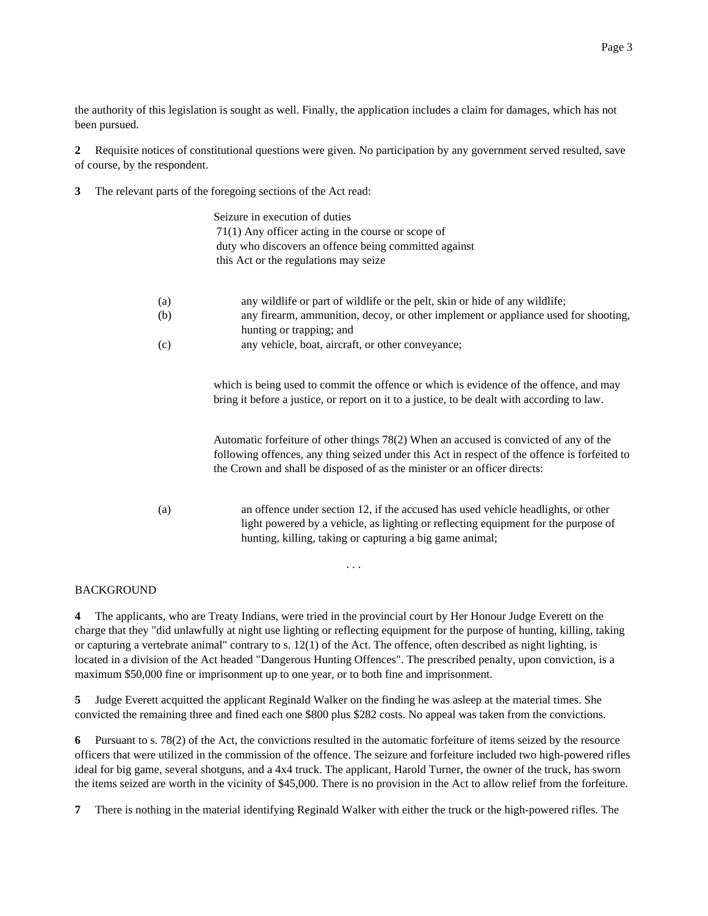the authority of this legislation is sought as well. Finally, the application includes a claim for damages, which has not been pursued.

**2** Requisite notices of constitutional questions were given. No participation by any government served resulted, save of course, by the respondent.

**3** The relevant parts of the foregoing sections of the Act read:

> Seizure in execution of duties
> 71(1) Any officer acting in the course or scope of duty who discovers an offence being committed against this Act or the regulations may seize
>
> (a) any wildlife or part of wildlife or the pelt, skin or hide of any wildlife;
> (b) any firearm, ammunition, decoy, or other implement or appliance used for shooting, hunting or trapping; and
> (c) any vehicle, boat, aircraft, or other conveyance;
>
> which is being used to commit the offence or which is evidence of the offence, and may bring it before a justice, or report on it to a justice, to be dealt with according to law.
>
> Automatic forfeiture of other things 78(2) When an accused is convicted of any of the following offences, any thing seized under this Act in respect of the offence is forfeited to the Crown and shall be disposed of as the minister or an officer directs:
>
> (a) an offence under section 12, if the accused has used vehicle headlights, or other light powered by a vehicle, as lighting or reflecting equipment for the purpose of hunting, killing, taking or capturing a big game animal;
>
> . . .

BACKGROUND

**4** The applicants, who are Treaty Indians, were tried in the provincial court by Her Honour Judge Everett on the charge that they "did unlawfully at night use lighting or reflecting equipment for the purpose of hunting, killing, taking or capturing a vertebrate animal" contrary to s. 12(1) of the Act. The offence, often described as night lighting, is located in a division of the Act headed "Dangerous Hunting Offences". The prescribed penalty, upon conviction, is a maximum $50,000 fine or imprisonment up to one year, or to both fine and imprisonment.

**5** Judge Everett acquitted the applicant Reginald Walker on the finding he was asleep at the material times. She convicted the remaining three and fined each one $800 plus $282 costs. No appeal was taken from the convictions.

**6** Pursuant to s. 78(2) of the Act, the convictions resulted in the automatic forfeiture of items seized by the resource officers that were utilized in the commission of the offence. The seizure and forfeiture included two high-powered rifles ideal for big game, several shotguns, and a 4x4 truck. The applicant, Harold Turner, the owner of the truck, has sworn the items seized are worth in the vicinity of $45,000. There is no provision in the Act to allow relief from the forfeiture.

**7** There is nothing in the material identifying Reginald Walker with either the truck or the high-powered rifles. The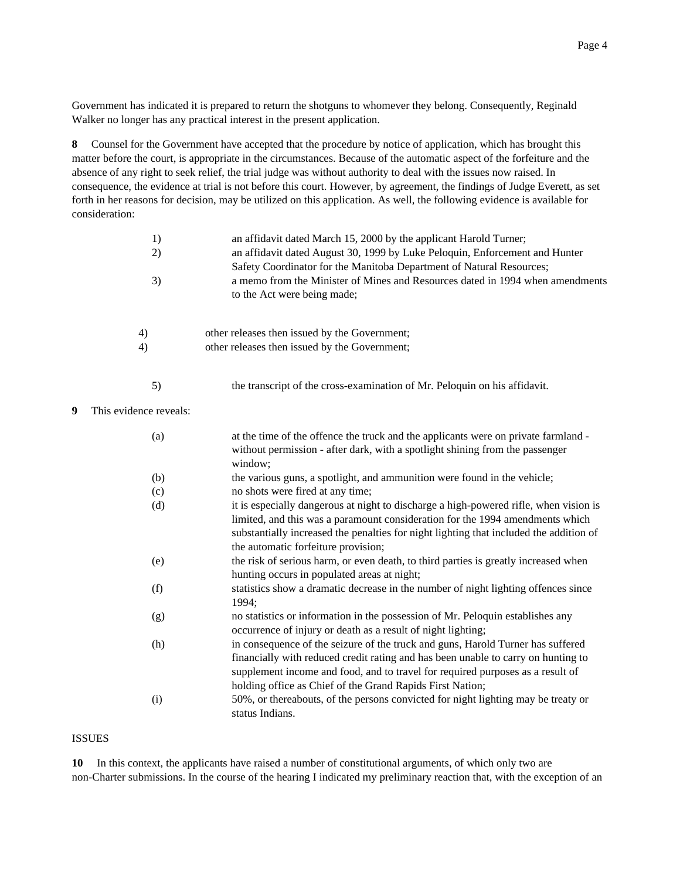Government has indicated it is prepared to return the shotguns to whomever they belong. Consequently, Reginald Walker no longer has any practical interest in the present application.

**8** Counsel for the Government have accepted that the procedure by notice of application, which has brought this matter before the court, is appropriate in the circumstances. Because of the automatic aspect of the forfeiture and the absence of any right to seek relief, the trial judge was without authority to deal with the issues now raised. In consequence, the evidence at trial is not before this court. However, by agreement, the findings of Judge Everett, as set forth in her reasons for decision, may be utilized on this application. As well, the following evidence is available for consideration:

1) an affidavit dated March 15, 2000 by the applicant Harold Turner;
2) an affidavit dated August 30, 1999 by Luke Peloquin, Enforcement and Hunter Safety Coordinator for the Manitoba Department of Natural Resources;
3) a memo from the Minister of Mines and Resources dated in 1994 when amendments to the Act were being made;

4) other releases then issued by the Government;
4) other releases then issued by the Government;

5) the transcript of the cross-examination of Mr. Peloquin on his affidavit.

**9** This evidence reveals:

(a) at the time of the offence the truck and the applicants were on private farmland - without permission - after dark, with a spotlight shining from the passenger window;
(b) the various guns, a spotlight, and ammunition were found in the vehicle;
(c) no shots were fired at any time;
(d) it is especially dangerous at night to discharge a high-powered rifle, when vision is limited, and this was a paramount consideration for the 1994 amendments which substantially increased the penalties for night lighting that included the addition of the automatic forfeiture provision;
(e) the risk of serious harm, or even death, to third parties is greatly increased when hunting occurs in populated areas at night;
(f) statistics show a dramatic decrease in the number of night lighting offences since 1994;
(g) no statistics or information in the possession of Mr. Peloquin establishes any occurrence of injury or death as a result of night lighting;
(h) in consequence of the seizure of the truck and guns, Harold Turner has suffered financially with reduced credit rating and has been unable to carry on hunting to supplement income and food, and to travel for required purposes as a result of holding office as Chief of the Grand Rapids First Nation;
(i) 50%, or thereabouts, of the persons convicted for night lighting may be treaty or status Indians.

ISSUES

**10** In this context, the applicants have raised a number of constitutional arguments, of which only two are non-Charter submissions. In the course of the hearing I indicated my preliminary reaction that, with the exception of an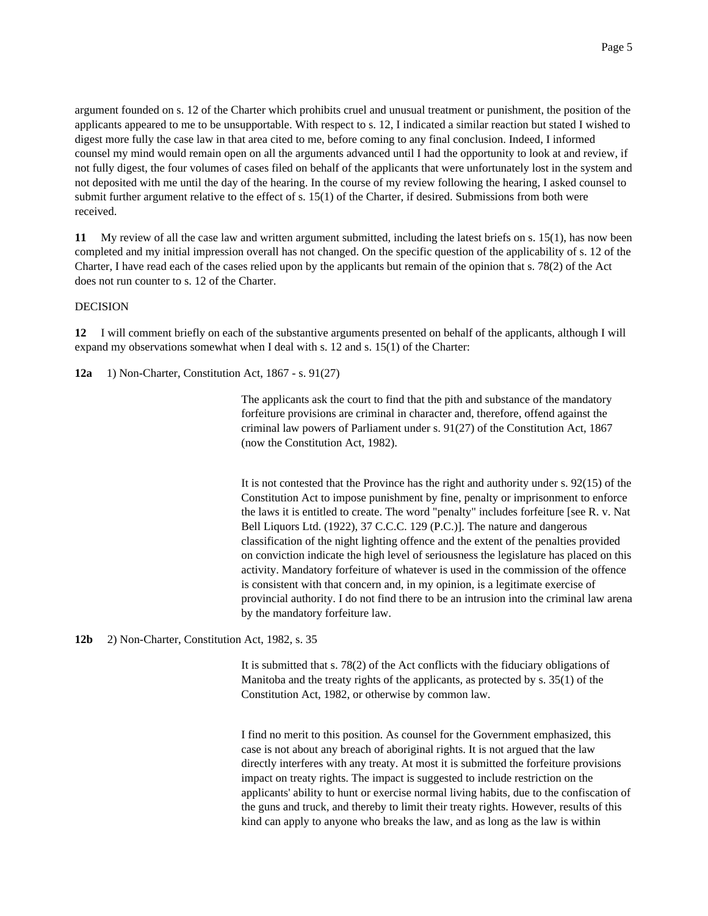argument founded on s. 12 of the Charter which prohibits cruel and unusual treatment or punishment, the position of the applicants appeared to me to be unsupportable. With respect to s. 12, I indicated a similar reaction but stated I wished to digest more fully the case law in that area cited to me, before coming to any final conclusion. Indeed, I informed counsel my mind would remain open on all the arguments advanced until I had the opportunity to look at and review, if not fully digest, the four volumes of cases filed on behalf of the applicants that were unfortunately lost in the system and not deposited with me until the day of the hearing. In the course of my review following the hearing, I asked counsel to submit further argument relative to the effect of s. 15(1) of the Charter, if desired. Submissions from both were received.

**11** My review of all the case law and written argument submitted, including the latest briefs on s. 15(1), has now been completed and my initial impression overall has not changed. On the specific question of the applicability of s. 12 of the Charter, I have read each of the cases relied upon by the applicants but remain of the opinion that s. 78(2) of the Act does not run counter to s. 12 of the Charter.

DECISION

**12** I will comment briefly on each of the substantive arguments presented on behalf of the applicants, although I will expand my observations somewhat when I deal with s. 12 and s. 15(1) of the Charter:

**12a** 1) Non-Charter, Constitution Act, 1867 - s. 91(27)

> The applicants ask the court to find that the pith and substance of the mandatory forfeiture provisions are criminal in character and, therefore, offend against the criminal law powers of Parliament under s. 91(27) of the Constitution Act, 1867 (now the Constitution Act, 1982).
>
> It is not contested that the Province has the right and authority under s. 92(15) of the Constitution Act to impose punishment by fine, penalty or imprisonment to enforce the laws it is entitled to create. The word "penalty" includes forfeiture [see R. v. Nat Bell Liquors Ltd. (1922), 37 C.C.C. 129 (P.C.)]. The nature and dangerous classification of the night lighting offence and the extent of the penalties provided on conviction indicate the high level of seriousness the legislature has placed on this activity. Mandatory forfeiture of whatever is used in the commission of the offence is consistent with that concern and, in my opinion, is a legitimate exercise of provincial authority. I do not find there to be an intrusion into the criminal law arena by the mandatory forfeiture law.

**12b** 2) Non-Charter, Constitution Act, 1982, s. 35

> It is submitted that s. 78(2) of the Act conflicts with the fiduciary obligations of Manitoba and the treaty rights of the applicants, as protected by s. 35(1) of the Constitution Act, 1982, or otherwise by common law.
>
> I find no merit to this position. As counsel for the Government emphasized, this case is not about any breach of aboriginal rights. It is not argued that the law directly interferes with any treaty. At most it is submitted the forfeiture provisions impact on treaty rights. The impact is suggested to include restriction on the applicants' ability to hunt or exercise normal living habits, due to the confiscation of the guns and truck, and thereby to limit their treaty rights. However, results of this kind can apply to anyone who breaks the law, and as long as the law is within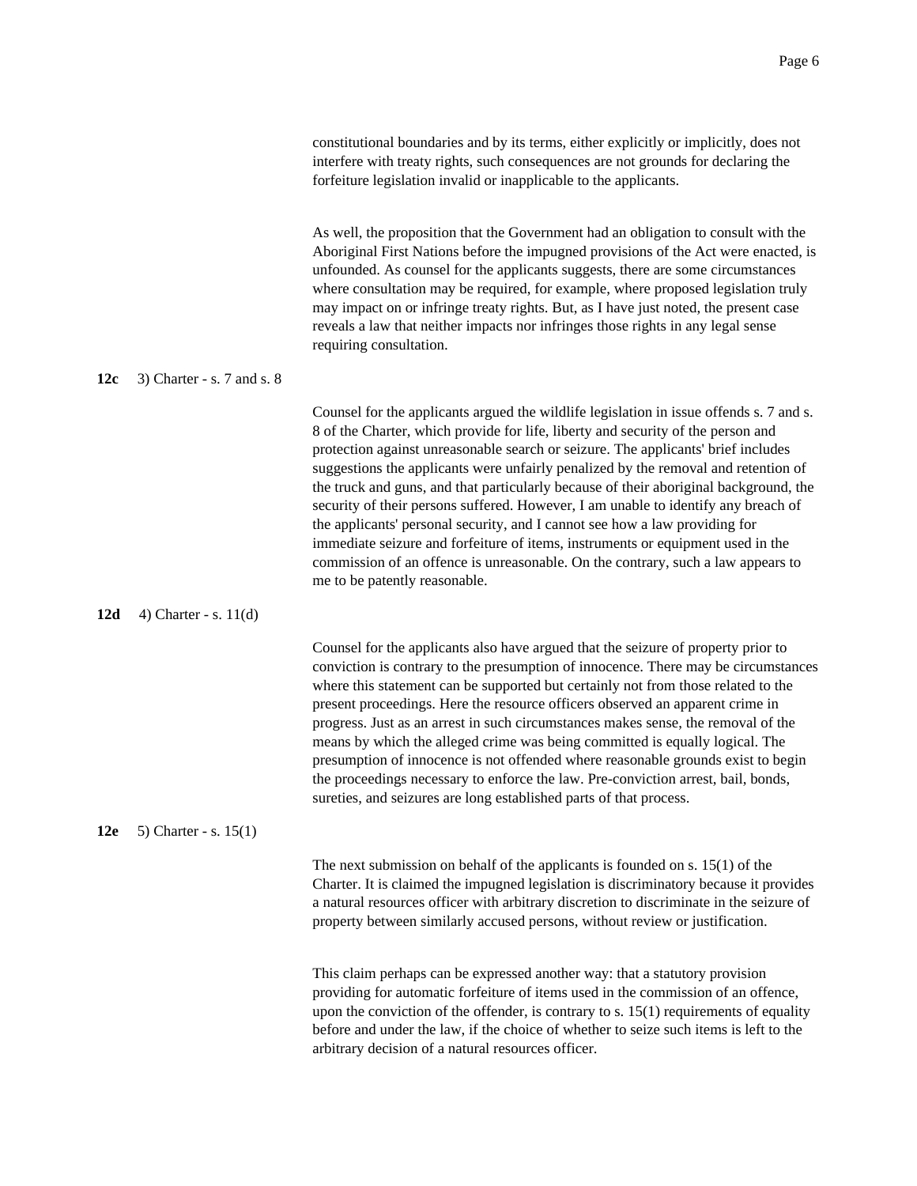constitutional boundaries and by its terms, either explicitly or implicitly, does not interfere with treaty rights, such consequences are not grounds for declaring the forfeiture legislation invalid or inapplicable to the applicants.

As well, the proposition that the Government had an obligation to consult with the Aboriginal First Nations before the impugned provisions of the Act were enacted, is unfounded. As counsel for the applicants suggests, there are some circumstances where consultation may be required, for example, where proposed legislation truly may impact on or infringe treaty rights. But, as I have just noted, the present case reveals a law that neither impacts nor infringes those rights in any legal sense requiring consultation.

**12c** 3) Charter - s. 7 and s. 8

Counsel for the applicants argued the wildlife legislation in issue offends s. 7 and s. 8 of the Charter, which provide for life, liberty and security of the person and protection against unreasonable search or seizure. The applicants' brief includes suggestions the applicants were unfairly penalized by the removal and retention of the truck and guns, and that particularly because of their aboriginal background, the security of their persons suffered. However, I am unable to identify any breach of the applicants' personal security, and I cannot see how a law providing for immediate seizure and forfeiture of items, instruments or equipment used in the commission of an offence is unreasonable. On the contrary, such a law appears to me to be patently reasonable.

**12d** 4) Charter - s. 11(d)

Counsel for the applicants also have argued that the seizure of property prior to conviction is contrary to the presumption of innocence. There may be circumstances where this statement can be supported but certainly not from those related to the present proceedings. Here the resource officers observed an apparent crime in progress. Just as an arrest in such circumstances makes sense, the removal of the means by which the alleged crime was being committed is equally logical. The presumption of innocence is not offended where reasonable grounds exist to begin the proceedings necessary to enforce the law. Pre-conviction arrest, bail, bonds, sureties, and seizures are long established parts of that process.

**12e** 5) Charter - s. 15(1)

The next submission on behalf of the applicants is founded on s. 15(1) of the Charter. It is claimed the impugned legislation is discriminatory because it provides a natural resources officer with arbitrary discretion to discriminate in the seizure of property between similarly accused persons, without review or justification.

This claim perhaps can be expressed another way: that a statutory provision providing for automatic forfeiture of items used in the commission of an offence, upon the conviction of the offender, is contrary to s. 15(1) requirements of equality before and under the law, if the choice of whether to seize such items is left to the arbitrary decision of a natural resources officer.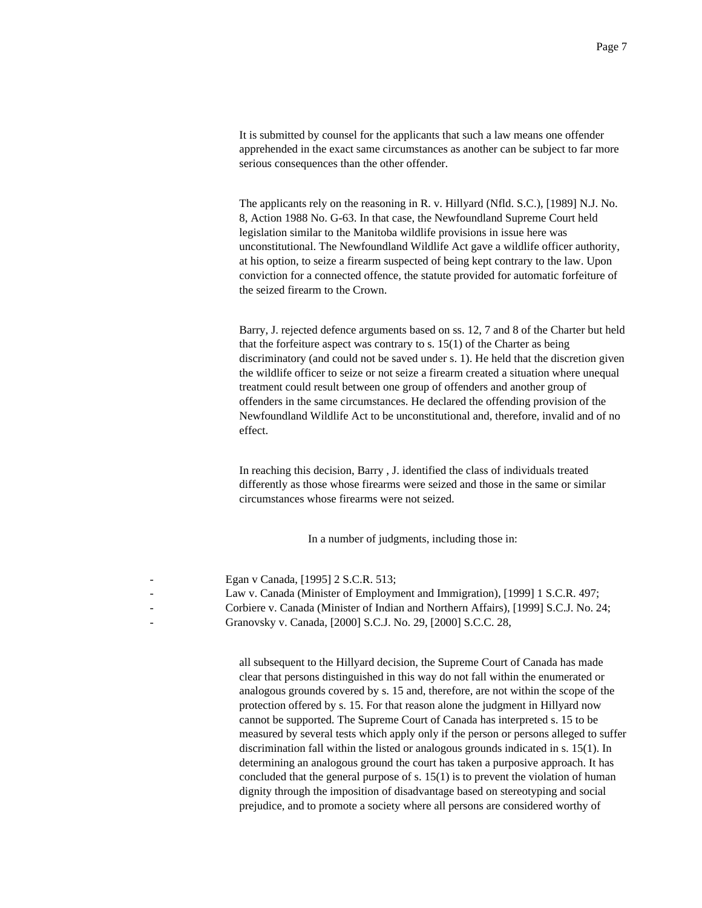It is submitted by counsel for the applicants that such a law means one offender apprehended in the exact same circumstances as another can be subject to far more serious consequences than the other offender.

The applicants rely on the reasoning in R. v. Hillyard (Nfld. S.C.), [1989] N.J. No. 8, Action 1988 No. G-63. In that case, the Newfoundland Supreme Court held legislation similar to the Manitoba wildlife provisions in issue here was unconstitutional. The Newfoundland Wildlife Act gave a wildlife officer authority, at his option, to seize a firearm suspected of being kept contrary to the law. Upon conviction for a connected offence, the statute provided for automatic forfeiture of the seized firearm to the Crown.

Barry, J. rejected defence arguments based on ss. 12, 7 and 8 of the Charter but held that the forfeiture aspect was contrary to s. 15(1) of the Charter as being discriminatory (and could not be saved under s. 1). He held that the discretion given the wildlife officer to seize or not seize a firearm created a situation where unequal treatment could result between one group of offenders and another group of offenders in the same circumstances. He declared the offending provision of the Newfoundland Wildlife Act to be unconstitutional and, therefore, invalid and of no effect.

In reaching this decision, Barry , J. identified the class of individuals treated differently as those whose firearms were seized and those in the same or similar circumstances whose firearms were not seized.

In a number of judgments, including those in:

- Egan v Canada, [1995] 2 S.C.R. 513;
- Law v. Canada (Minister of Employment and Immigration), [1999] 1 S.C.R. 497;
- Corbiere v. Canada (Minister of Indian and Northern Affairs), [1999] S.C.J. No. 24;
- Granovsky v. Canada, [2000] S.C.J. No. 29, [2000] S.C.C. 28,

all subsequent to the Hillyard decision, the Supreme Court of Canada has made clear that persons distinguished in this way do not fall within the enumerated or analogous grounds covered by s. 15 and, therefore, are not within the scope of the protection offered by s. 15. For that reason alone the judgment in Hillyard now cannot be supported. The Supreme Court of Canada has interpreted s. 15 to be measured by several tests which apply only if the person or persons alleged to suffer discrimination fall within the listed or analogous grounds indicated in s. 15(1). In determining an analogous ground the court has taken a purposive approach. It has concluded that the general purpose of s. 15(1) is to prevent the violation of human dignity through the imposition of disadvantage based on stereotyping and social prejudice, and to promote a society where all persons are considered worthy of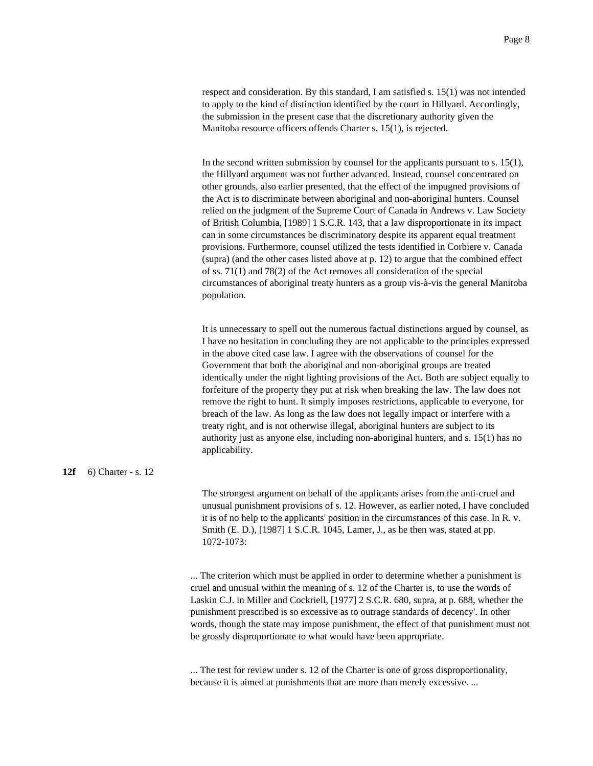respect and consideration. By this standard, I am satisfied s. 15(1) was not intended to apply to the kind of distinction identified by the court in Hillyard. Accordingly, the submission in the present case that the discretionary authority given the Manitoba resource officers offends Charter s. 15(1), is rejected.

In the second written submission by counsel for the applicants pursuant to s. 15(1), the Hillyard argument was not further advanced. Instead, counsel concentrated on other grounds, also earlier presented, that the effect of the impugned provisions of the Act is to discriminate between aboriginal and non-aboriginal hunters. Counsel relied on the judgment of the Supreme Court of Canada in Andrews v. Law Society of British Columbia, [1989] 1 S.C.R. 143, that a law disproportionate in its impact can in some circumstances be discriminatory despite its apparent equal treatment provisions. Furthermore, counsel utilized the tests identified in Corbiere v. Canada (supra) (and the other cases listed above at p. 12) to argue that the combined effect of ss. 71(1) and 78(2) of the Act removes all consideration of the special circumstances of aboriginal treaty hunters as a group vis-à-vis the general Manitoba population.

It is unnecessary to spell out the numerous factual distinctions argued by counsel, as I have no hesitation in concluding they are not applicable to the principles expressed in the above cited case law. I agree with the observations of counsel for the Government that both the aboriginal and non-aboriginal groups are treated identically under the night lighting provisions of the Act. Both are subject equally to forfeiture of the property they put at risk when breaking the law. The law does not remove the right to hunt. It simply imposes restrictions, applicable to everyone, for breach of the law. As long as the law does not legally impact or interfere with a treaty right, and is not otherwise illegal, aboriginal hunters are subject to its authority just as anyone else, including non-aboriginal hunters, and s. 15(1) has no applicability.

**12f** 6) Charter - s. 12

The strongest argument on behalf of the applicants arises from the anti-cruel and unusual punishment provisions of s. 12. However, as earlier noted, I have concluded it is of no help to the applicants' position in the circumstances of this case. In R. v. Smith (E. D.), [1987] 1 S.C.R. 1045, Lamer, J., as he then was, stated at pp. 1072-1073:

> ... The criterion which must be applied in order to determine whether a punishment is cruel and unusual within the meaning of s. 12 of the Charter is, to use the words of Laskin C.J. in Miller and Cockriell, [1977] 2 S.C.R. 680, supra, at p. 688, whether the punishment prescribed is so excessive as to outrage standards of decency'. In other words, though the state may impose punishment, the effect of that punishment must not be grossly disproportionate to what would have been appropriate.
>
> ... The test for review under s. 12 of the Charter is one of gross disproportionality, because it is aimed at punishments that are more than merely excessive. ...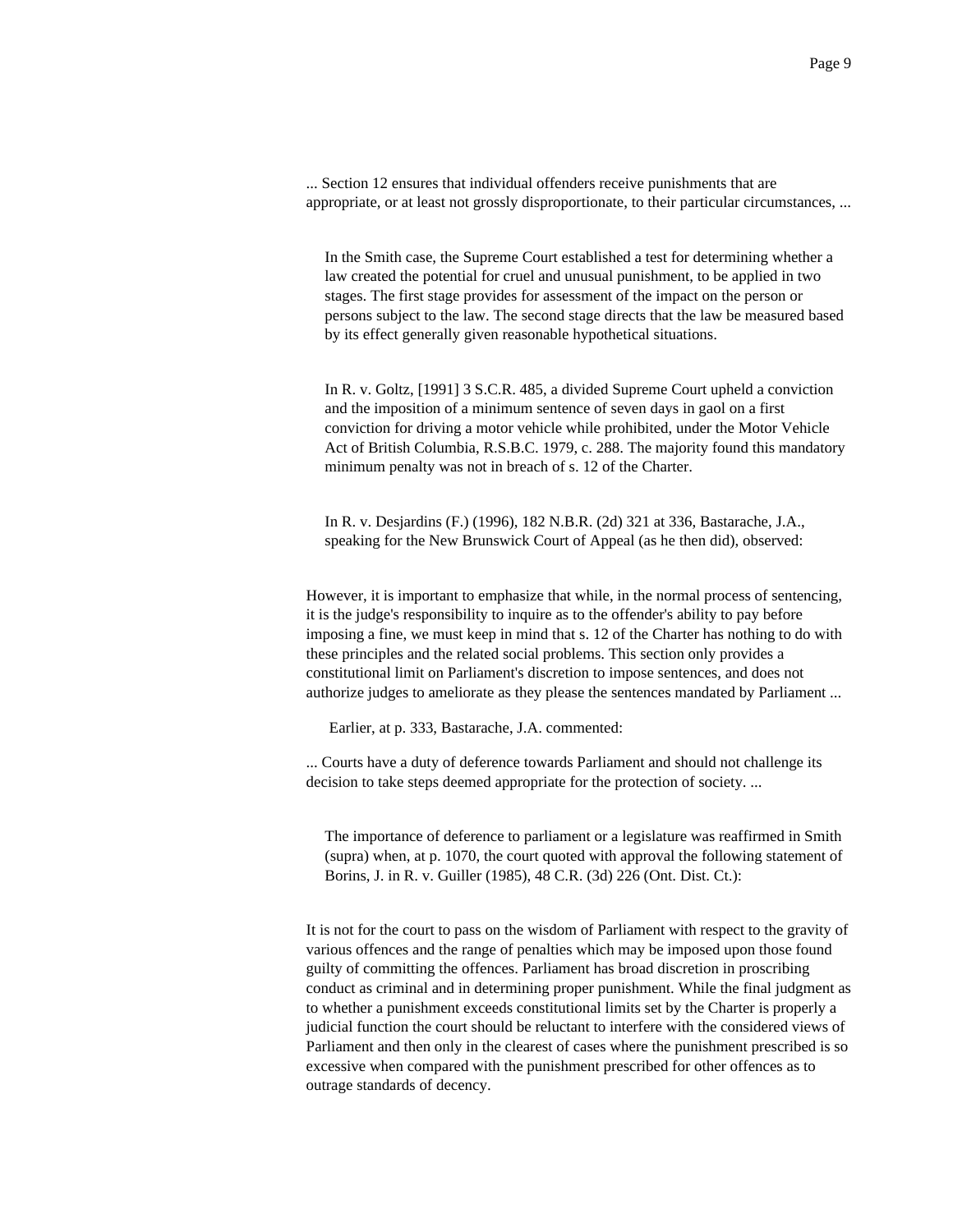... Section 12 ensures that individual offenders receive punishments that are appropriate, or at least not grossly disproportionate, to their particular circumstances, ...

In the Smith case, the Supreme Court established a test for determining whether a law created the potential for cruel and unusual punishment, to be applied in two stages. The first stage provides for assessment of the impact on the person or persons subject to the law. The second stage directs that the law be measured based by its effect generally given reasonable hypothetical situations.

In R. v. Goltz, [1991] 3 S.C.R. 485, a divided Supreme Court upheld a conviction and the imposition of a minimum sentence of seven days in gaol on a first conviction for driving a motor vehicle while prohibited, under the Motor Vehicle Act of British Columbia, R.S.B.C. 1979, c. 288. The majority found this mandatory minimum penalty was not in breach of s. 12 of the Charter.

In R. v. Desjardins (F.) (1996), 182 N.B.R. (2d) 321 at 336, Bastarache, J.A., speaking for the New Brunswick Court of Appeal (as he then did), observed:

> However, it is important to emphasize that while, in the normal process of sentencing, it is the judge's responsibility to inquire as to the offender's ability to pay before imposing a fine, we must keep in mind that s. 12 of the Charter has nothing to do with these principles and the related social problems. This section only provides a constitutional limit on Parliament's discretion to impose sentences, and does not authorize judges to ameliorate as they please the sentences mandated by Parliament ...

Earlier, at p. 333, Bastarache, J.A. commented:

> ... Courts have a duty of deference towards Parliament and should not challenge its decision to take steps deemed appropriate for the protection of society. ...

The importance of deference to parliament or a legislature was reaffirmed in Smith (supra) when, at p. 1070, the court quoted with approval the following statement of Borins, J. in R. v. Guiller (1985), 48 C.R. (3d) 226 (Ont. Dist. Ct.):

> It is not for the court to pass on the wisdom of Parliament with respect to the gravity of various offences and the range of penalties which may be imposed upon those found guilty of committing the offences. Parliament has broad discretion in proscribing conduct as criminal and in determining proper punishment. While the final judgment as to whether a punishment exceeds constitutional limits set by the Charter is properly a judicial function the court should be reluctant to interfere with the considered views of Parliament and then only in the clearest of cases where the punishment prescribed is so excessive when compared with the punishment prescribed for other offences as to outrage standards of decency.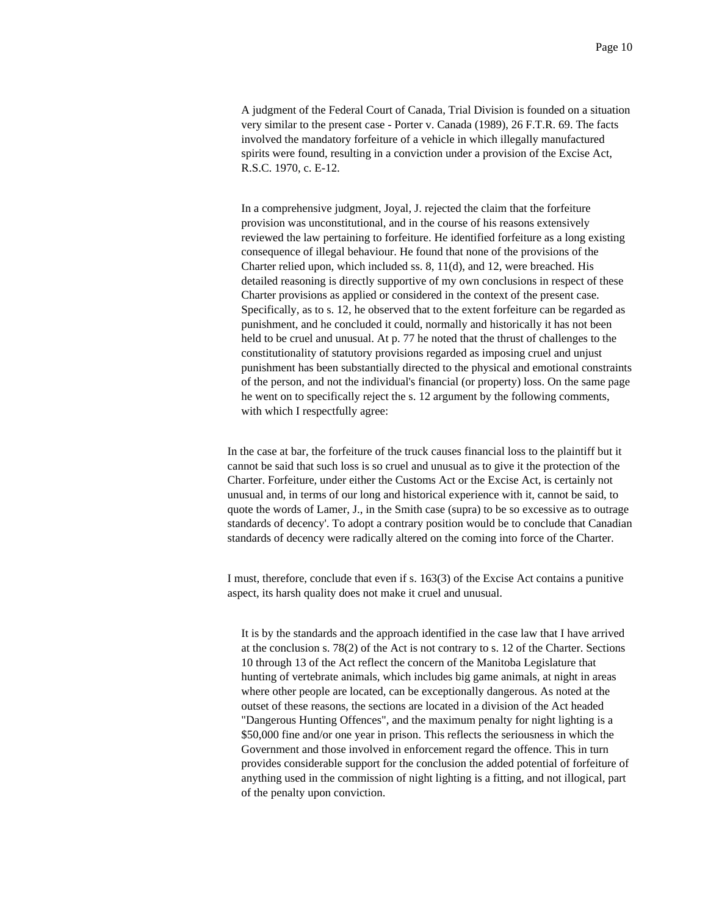A judgment of the Federal Court of Canada, Trial Division is founded on a situation very similar to the present case - Porter v. Canada (1989), 26 F.T.R. 69. The facts involved the mandatory forfeiture of a vehicle in which illegally manufactured spirits were found, resulting in a conviction under a provision of the Excise Act, R.S.C. 1970, c. E-12.

In a comprehensive judgment, Joyal, J. rejected the claim that the forfeiture provision was unconstitutional, and in the course of his reasons extensively reviewed the law pertaining to forfeiture. He identified forfeiture as a long existing consequence of illegal behaviour. He found that none of the provisions of the Charter relied upon, which included ss. 8, 11(d), and 12, were breached. His detailed reasoning is directly supportive of my own conclusions in respect of these Charter provisions as applied or considered in the context of the present case. Specifically, as to s. 12, he observed that to the extent forfeiture can be regarded as punishment, and he concluded it could, normally and historically it has not been held to be cruel and unusual. At p. 77 he noted that the thrust of challenges to the constitutionality of statutory provisions regarded as imposing cruel and unjust punishment has been substantially directed to the physical and emotional constraints of the person, and not the individual's financial (or property) loss. On the same page he went on to specifically reject the s. 12 argument by the following comments, with which I respectfully agree:

> In the case at bar, the forfeiture of the truck causes financial loss to the plaintiff but it cannot be said that such loss is so cruel and unusual as to give it the protection of the Charter. Forfeiture, under either the Customs Act or the Excise Act, is certainly not unusual and, in terms of our long and historical experience with it, cannot be said, to quote the words of Lamer, J., in the Smith case (supra) to be so excessive as to outrage standards of decency'. To adopt a contrary position would be to conclude that Canadian standards of decency were radically altered on the coming into force of the Charter.
>
> I must, therefore, conclude that even if s. 163(3) of the Excise Act contains a punitive aspect, its harsh quality does not make it cruel and unusual.

It is by the standards and the approach identified in the case law that I have arrived at the conclusion s. 78(2) of the Act is not contrary to s. 12 of the Charter. Sections 10 through 13 of the Act reflect the concern of the Manitoba Legislature that hunting of vertebrate animals, which includes big game animals, at night in areas where other people are located, can be exceptionally dangerous. As noted at the outset of these reasons, the sections are located in a division of the Act headed "Dangerous Hunting Offences", and the maximum penalty for night lighting is a $50,000 fine and/or one year in prison. This reflects the seriousness in which the Government and those involved in enforcement regard the offence. This in turn provides considerable support for the conclusion the added potential of forfeiture of anything used in the commission of night lighting is a fitting, and not illogical, part of the penalty upon conviction.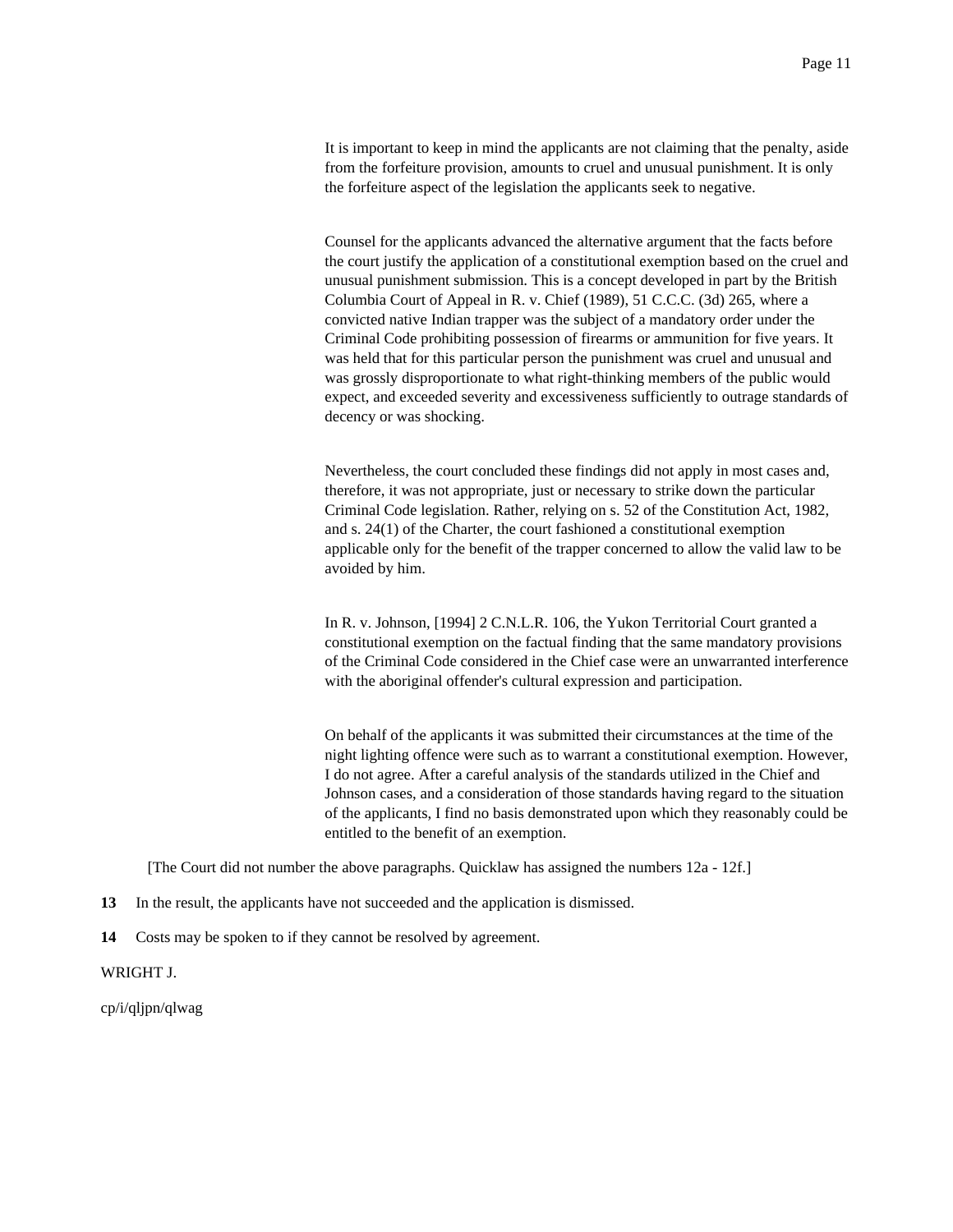> It is important to keep in mind the applicants are not claiming that the penalty, aside from the forfeiture provision, amounts to cruel and unusual punishment. It is only the forfeiture aspect of the legislation the applicants seek to negative.
>
> Counsel for the applicants advanced the alternative argument that the facts before the court justify the application of a constitutional exemption based on the cruel and unusual punishment submission. This is a concept developed in part by the British Columbia Court of Appeal in R. v. Chief (1989), 51 C.C.C. (3d) 265, where a convicted native Indian trapper was the subject of a mandatory order under the Criminal Code prohibiting possession of firearms or ammunition for five years. It was held that for this particular person the punishment was cruel and unusual and was grossly disproportionate to what right-thinking members of the public would expect, and exceeded severity and excessiveness sufficiently to outrage standards of decency or was shocking.
>
> Nevertheless, the court concluded these findings did not apply in most cases and, therefore, it was not appropriate, just or necessary to strike down the particular Criminal Code legislation. Rather, relying on s. 52 of the Constitution Act, 1982, and s. 24(1) of the Charter, the court fashioned a constitutional exemption applicable only for the benefit of the trapper concerned to allow the valid law to be avoided by him.
>
> In R. v. Johnson, [1994] 2 C.N.L.R. 106, the Yukon Territorial Court granted a constitutional exemption on the factual finding that the same mandatory provisions of the Criminal Code considered in the Chief case were an unwarranted interference with the aboriginal offender's cultural expression and participation.
>
> On behalf of the applicants it was submitted their circumstances at the time of the night lighting offence were such as to warrant a constitutional exemption. However, I do not agree. After a careful analysis of the standards utilized in the Chief and Johnson cases, and a consideration of those standards having regard to the situation of the applicants, I find no basis demonstrated upon which they reasonably could be entitled to the benefit of an exemption.

[The Court did not number the above paragraphs. Quicklaw has assigned the numbers 12a - 12f.]

**13** In the result, the applicants have not succeeded and the application is dismissed.

**14** Costs may be spoken to if they cannot be resolved by agreement.

WRIGHT J.

cp/i/qljpn/qlwag